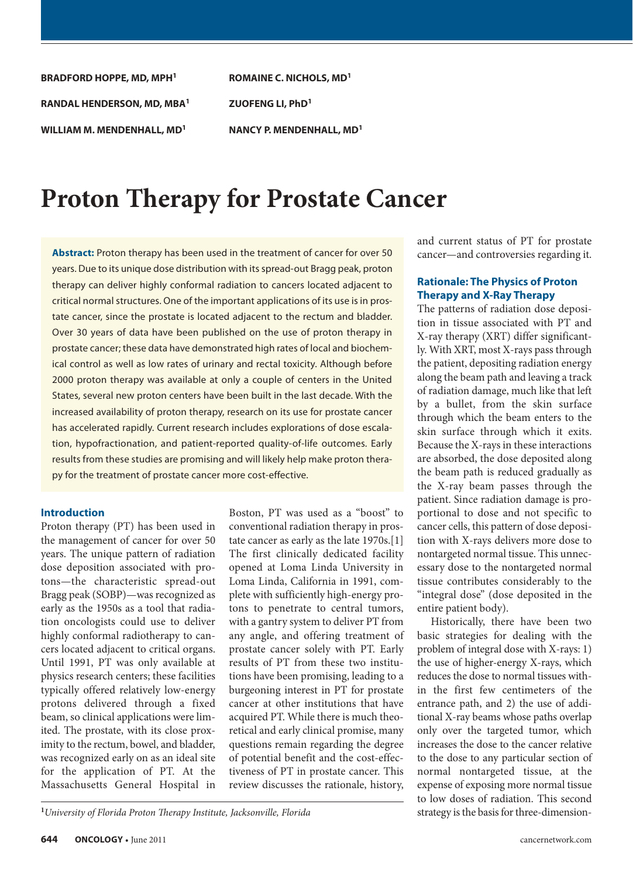BRADFORD HOPPE, MD, MPH[1]

RANDAL HENDERSON, MD, MBA[1]

WILLIAM M. MENDENHALL, MD[1]

ROMAINE C. NICHOLS, MD[1]

ZUOFENG LI, PhD[1]

NANCY P. MENDENHALL, MD[1]

# Proton Therapy for Prostate Cancer

**Abstract:** Proton therapy has been used in the treatment of cancer for over 50 years. Due to its unique dose distribution with its spread-out Bragg peak, proton therapy can deliver highly conformal radiation to cancers located adjacent to critical normal structures. One of the important applications of its use is in prostate cancer, since the prostate is located adjacent to the rectum and bladder. Over 30 years of data have been published on the use of proton therapy in prostate cancer; these data have demonstrated high rates of local and biochemical control as well as low rates of urinary and rectal toxicity. Although before 2000 proton therapy was available at only a couple of centers in the United States, several new proton centers have been built in the last decade. With the increased availability of proton therapy, research on its use for prostate cancer has accelerated rapidly. Current research includes explorations of dose escalation, hypofractionation, and patient-reported quality-of-life outcomes. Early results from these studies are promising and will likely help make proton therapy for the treatment of prostate cancer more cost-effective.

## Introduction

Proton therapy (PT) has been used in the management of cancer for over 50 years. The unique pattern of radiation dose deposition associated with protons—the characteristic spread-out Bragg peak (SOBP)—was recognized as early as the 1950s as a tool that radiation oncologists could use to deliver highly conformal radiotherapy to cancers located adjacent to critical organs. Until 1991, PT was only available at physics research centers; these facilities typically offered relatively low-energy protons delivered through a fixed beam, so clinical applications were limited. The prostate, with its close proximity to the rectum, bowel, and bladder, was recognized early on as an ideal site for the application of PT. At the Massachusetts General Hospital in Boston, PT was used as a "boost" to conventional radiation therapy in prostate cancer as early as the late 1970s.[1] The first clinically dedicated facility opened at Loma Linda University in Loma Linda, California in 1991, complete with sufficiently high-energy protons to penetrate to central tumors, with a gantry system to deliver PT from any angle, and offering treatment of prostate cancer solely with PT. Early results of PT from these two institutions have been promising, leading to a burgeoning interest in PT for prostate cancer at other institutions that have acquired PT. While there is much theoretical and early clinical promise, many questions remain regarding the degree of potential benefit and the cost-effectiveness of PT in prostate cancer. This review discusses the rationale, history, and current status of PT for prostate cancer—and controversies regarding it.

## Rationale: The Physics of Proton Therapy and X-Ray Therapy

The patterns of radiation dose deposition in tissue associated with PT and X-ray therapy (XRT) differ significantly. With XRT, most X-rays pass through the patient, depositing radiation energy along the beam path and leaving a track of radiation damage, much like that left by a bullet, from the skin surface through which the beam enters to the skin surface through which it exits. Because the X-rays in these interactions are absorbed, the dose deposited along the beam path is reduced gradually as the X-ray beam passes through the patient. Since radiation damage is proportional to dose and not specific to cancer cells, this pattern of dose deposition with X-rays delivers more dose to nontargeted normal tissue. This unnecessary dose to the nontargeted normal tissue contributes considerably to the "integral dose" (dose deposited in the entire patient body).

Historically, there have been two basic strategies for dealing with the problem of integral dose with X-rays: 1) the use of higher-energy X-rays, which reduces the dose to normal tissues within the first few centimeters of the entrance path, and 2) the use of additional X-ray beams whose paths overlap only over the targeted tumor, which increases the dose to the cancer relative to the dose to any particular section of normal nontargeted tissue, at the expense of exposing more normal tissue to low doses of radiation. This second strategy is the basis for three-dimension-

[1] *University of Florida Proton Therapy Institute, Jacksonville, Florida*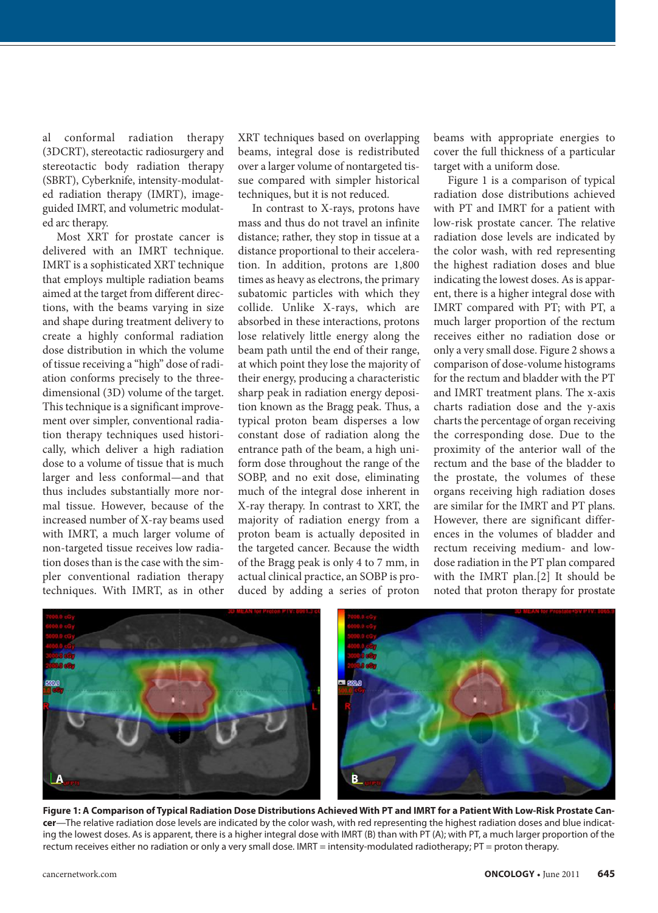al conformal radiation therapy (3DCRT), stereotactic radiosurgery and stereotactic body radiation therapy (SBRT), Cyberknife, intensity-modulated radiation therapy (IMRT), image-guided IMRT, and volumetric modulated arc therapy.

Most XRT for prostate cancer is delivered with an IMRT technique. IMRT is a sophisticated XRT technique that employs multiple radiation beams aimed at the target from different directions, with the beams varying in size and shape during treatment delivery to create a highly conformal radiation dose distribution in which the volume of tissue receiving a "high" dose of radiation conforms precisely to the three-dimensional (3D) volume of the target. This technique is a significant improvement over simpler, conventional radiation therapy techniques used historically, which deliver a high radiation dose to a volume of tissue that is much larger and less conformal—and that thus includes substantially more normal tissue. However, because of the increased number of X-ray beams used with IMRT, a much larger volume of non-targeted tissue receives low radiation doses than is the case with the simpler conventional radiation therapy techniques. With IMRT, as in other XRT techniques based on overlapping beams, integral dose is redistributed over a larger volume of nontargeted tissue compared with simpler historical techniques, but it is not reduced.

In contrast to X-rays, protons have mass and thus do not travel an infinite distance; rather, they stop in tissue at a distance proportional to their acceleration. In addition, protons are 1,800 times as heavy as electrons, the primary subatomic particles with which they collide. Unlike X-rays, which are absorbed in these interactions, protons lose relatively little energy along the beam path until the end of their range, at which point they lose the majority of their energy, producing a characteristic sharp peak in radiation energy deposition known as the Bragg peak. Thus, a typical proton beam disperses a low constant dose of radiation along the entrance path of the beam, a high uniform dose throughout the range of the SOBP, and no exit dose, eliminating much of the integral dose inherent in X-ray therapy. In contrast to XRT, the majority of radiation energy from a proton beam is actually deposited in the targeted cancer. Because the width of the Bragg peak is only 4 to 7 mm, in actual clinical practice, an SOBP is produced by adding a series of proton beams with appropriate energies to cover the full thickness of a particular target with a uniform dose.

Figure 1 is a comparison of typical radiation dose distributions achieved with PT and IMRT for a patient with low-risk prostate cancer. The relative radiation dose levels are indicated by the color wash, with red representing the highest radiation doses and blue indicating the lowest doses. As is apparent, there is a higher integral dose with IMRT compared with PT; with PT, a much larger proportion of the rectum receives either no radiation dose or only a very small dose. Figure 2 shows a comparison of dose-volume histograms for the rectum and bladder with the PT and IMRT treatment plans. The x-axis charts radiation dose and the y-axis charts the percentage of organ receiving the corresponding dose. Due to the proximity of the anterior wall of the rectum and the base of the bladder to the prostate, the volumes of these organs receiving high radiation doses are similar for the IMRT and PT plans. However, there are significant differences in the volumes of bladder and rectum receiving medium- and low-dose radiation in the PT plan compared with the IMRT plan.[2] It should be noted that proton therapy for prostate

**Figure 1: A Comparison of Typical Radiation Dose Distributions Achieved With PT and IMRT for a Patient With Low-Risk Prostate Cancer**—The relative radiation dose levels are indicated by the color wash, with red representing the highest radiation doses and blue indicating the lowest doses. As is apparent, there is a higher integral dose with IMRT (B) than with PT (A); with PT, a much larger proportion of the rectum receives either no radiation or only a very small dose. IMRT = intensity-modulated radiotherapy; PT = proton therapy.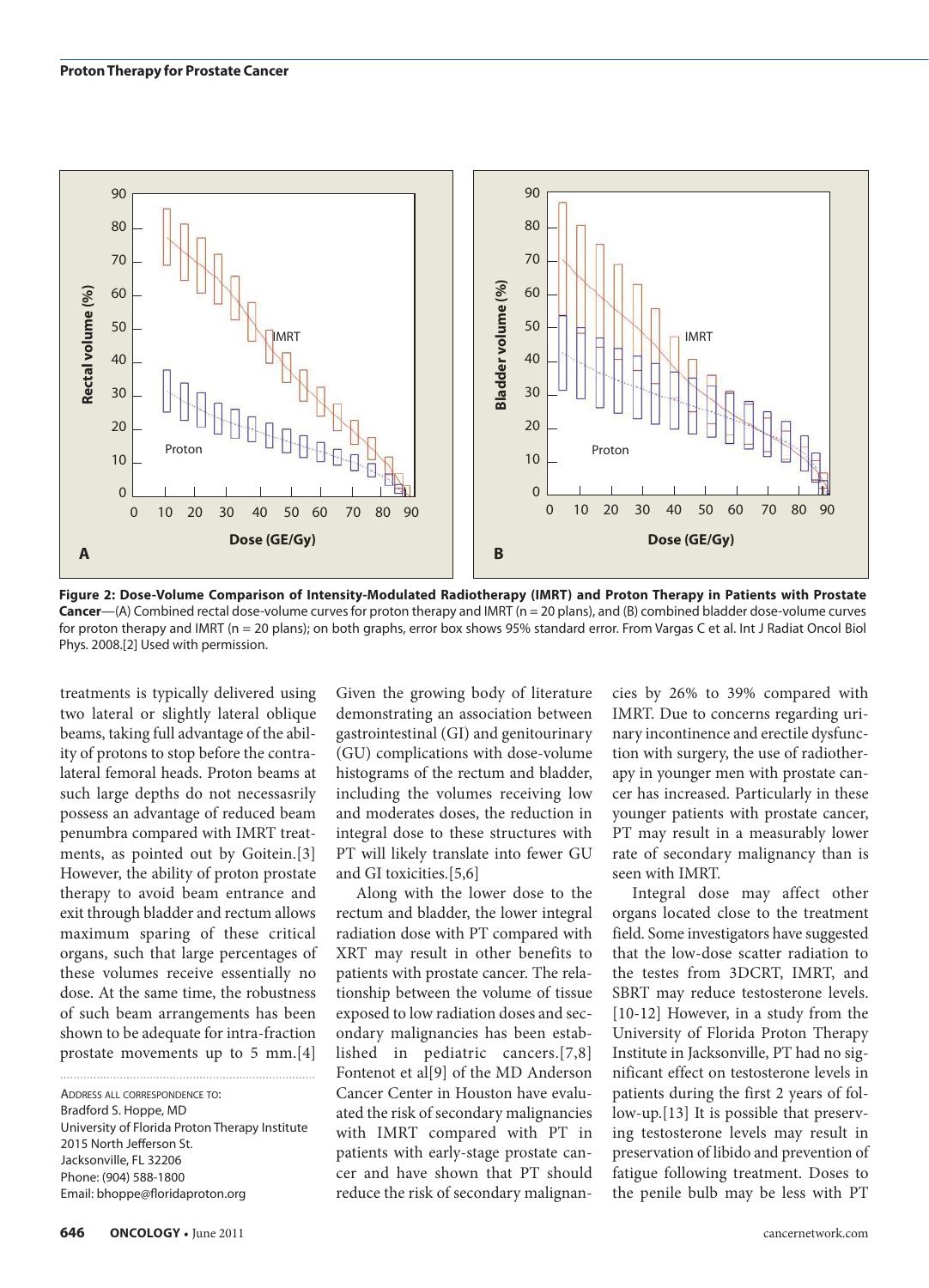Figure 2: Dose-Volume Comparison of Intensity-Modulated Radiotherapy (IMRT) and Proton Therapy in Patients with Prostate Cancer—(A) Combined rectal dose-volume curves for proton therapy and IMRT (n = 20 plans), and (B) combined bladder dose-volume curves for proton therapy and IMRT (n = 20 plans); on both graphs, error box shows 95% standard error. From Vargas C et al. Int J Radiat Oncol Biol Phys. 2008.[2] Used with permission.

treatments is typically delivered using two lateral or slightly lateral oblique beams, taking full advantage of the ability of protons to stop before the contralateral femoral heads. Proton beams at such large depths do not necessasrily possess an advantage of reduced beam penumbra compared with IMRT treatments, as pointed out by Goitein.[3] However, the ability of proton prostate therapy to avoid beam entrance and exit through bladder and rectum allows maximum sparing of these critical organs, such that large percentages of these volumes receive essentially no dose. At the same time, the robustness of such beam arrangements has been shown to be adequate for intra-fraction prostate movements up to 5 mm.[4]

Given the growing body of literature demonstrating an association between gastrointestinal (GI) and genitourinary (GU) complications with dose-volume histograms of the rectum and bladder, including the volumes receiving low and moderates doses, the reduction in integral dose to these structures with PT will likely translate into fewer GU and GI toxicities.[5,6]

Along with the lower dose to the rectum and bladder, the lower integral radiation dose with PT compared with XRT may result in other benefits to patients with prostate cancer. The relationship between the volume of tissue exposed to low radiation doses and secondary malignancies has been established in pediatric cancers.[7,8] Fontenot et al[9] of the MD Anderson Cancer Center in Houston have evaluated the risk of secondary malignancies with IMRT compared with PT in patients with early-stage prostate cancer and have shown that PT should reduce the risk of secondary malignancies by 26% to 39% compared with IMRT. Due to concerns regarding urinary incontinence and erectile dysfunction with surgery, the use of radiotherapy in younger men with prostate cancer has increased. Particularly in these younger patients with prostate cancer, PT may result in a measurably lower rate of secondary malignancy than is seen with IMRT.

Integral dose may affect other organs located close to the treatment field. Some investigators have suggested that the low-dose scatter radiation to the testes from 3DCRT, IMRT, and SBRT may reduce testosterone levels.[10-12] However, in a study from the University of Florida Proton Therapy Institute in Jacksonville, PT had no significant effect on testosterone levels in patients during the first 2 years of follow-up.[13] It is possible that preserving testosterone levels may result in preservation of libido and prevention of fatigue following treatment. Doses to the penile bulb may be less with PT

Address all correspondence to:
Bradford S. Hoppe, MD
University of Florida Proton Therapy Institute
2015 North Jefferson St.
Jacksonville, FL 32206
Phone: (904) 588-1800
Email: bhoppe@floridaproton.org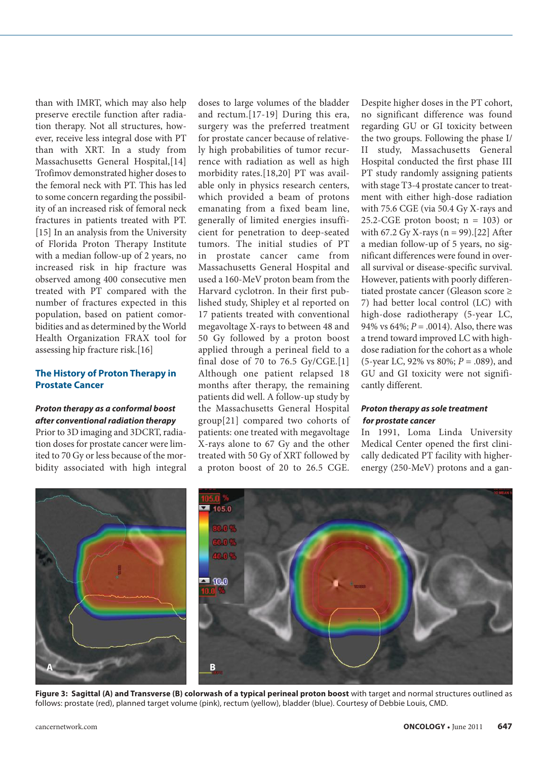than with IMRT, which may also help preserve erectile function after radiation therapy. Not all structures, however, receive less integral dose with PT than with XRT. In a study from Massachusetts General Hospital,[14] Trofimov demonstrated higher doses to the femoral neck with PT. This has led to some concern regarding the possibility of an increased risk of femoral neck fractures in patients treated with PT.[15] In an analysis from the University of Florida Proton Therapy Institute with a median follow-up of 2 years, no increased risk in hip fracture was observed among 400 consecutive men treated with PT compared with the number of fractures expected in this population, based on patient comorbidities and as determined by the World Health Organization FRAX tool for assessing hip fracture risk.[16]

## The History of Proton Therapy in Prostate Cancer

### *Proton therapy as a conformal boost after conventional radiation therapy*

Prior to 3D imaging and 3DCRT, radiation doses for prostate cancer were limited to 70 Gy or less because of the morbidity associated with high integral doses to large volumes of the bladder and rectum.[17-19] During this era, surgery was the preferred treatment for prostate cancer because of relatively high probabilities of tumor recurrence with radiation as well as high morbidity rates.[18,20] PT was available only in physics research centers, which provided a beam of protons emanating from a fixed beam line, generally of limited energies insufficient for penetration to deep-seated tumors. The initial studies of PT in prostate cancer came from Massachusetts General Hospital and used a 160-MeV proton beam from the Harvard cyclotron. In their first published study, Shipley et al reported on 17 patients treated with conventional megavoltage X-rays to between 48 and 50 Gy followed by a proton boost applied through a perineal field to a final dose of 70 to 76.5 Gy/CGE.[1] Although one patient relapsed 18 months after therapy, the remaining patients did well. A follow-up study by the Massachusetts General Hospital group[21] compared two cohorts of patients: one treated with megavoltage X-rays alone to 67 Gy and the other treated with 50 Gy of XRT followed by a proton boost of 20 to 26.5 CGE. Despite higher doses in the PT cohort, no significant difference was found regarding GU or GI toxicity between the two groups. Following the phase I/II study, Massachusetts General Hospital conducted the first phase III PT study randomly assigning patients with stage T3-4 prostate cancer to treatment with either high-dose radiation with 75.6 CGE (via 50.4 Gy X-rays and 25.2-CGE proton boost; n = 103) or with 67.2 Gy X-rays (n = 99).[22] After a median follow-up of 5 years, no significant differences were found in overall survival or disease-specific survival. However, patients with poorly differentiated prostate cancer (Gleason score ≥ 7) had better local control (LC) with high-dose radiotherapy (5-year LC, 94% vs 64%; $P = .0014$). Also, there was a trend toward improved LC with high-dose radiation for the cohort as a whole (5-year LC, 92% vs 80%; $P = .089$), and GU and GI toxicity were not significantly different.

### *Proton therapy as sole treatment for prostate cancer*

In 1991, Loma Linda University Medical Center opened the first clinically dedicated PT facility with higher-energy (250-MeV) protons and a gan-

**Figure 3: Sagittal (A) and Transverse (B) colorwash of a typical perineal proton boost** with target and normal structures outlined as follows: prostate (red), planned target volume (pink), rectum (yellow), bladder (blue). Courtesy of Debbie Louis, CMD.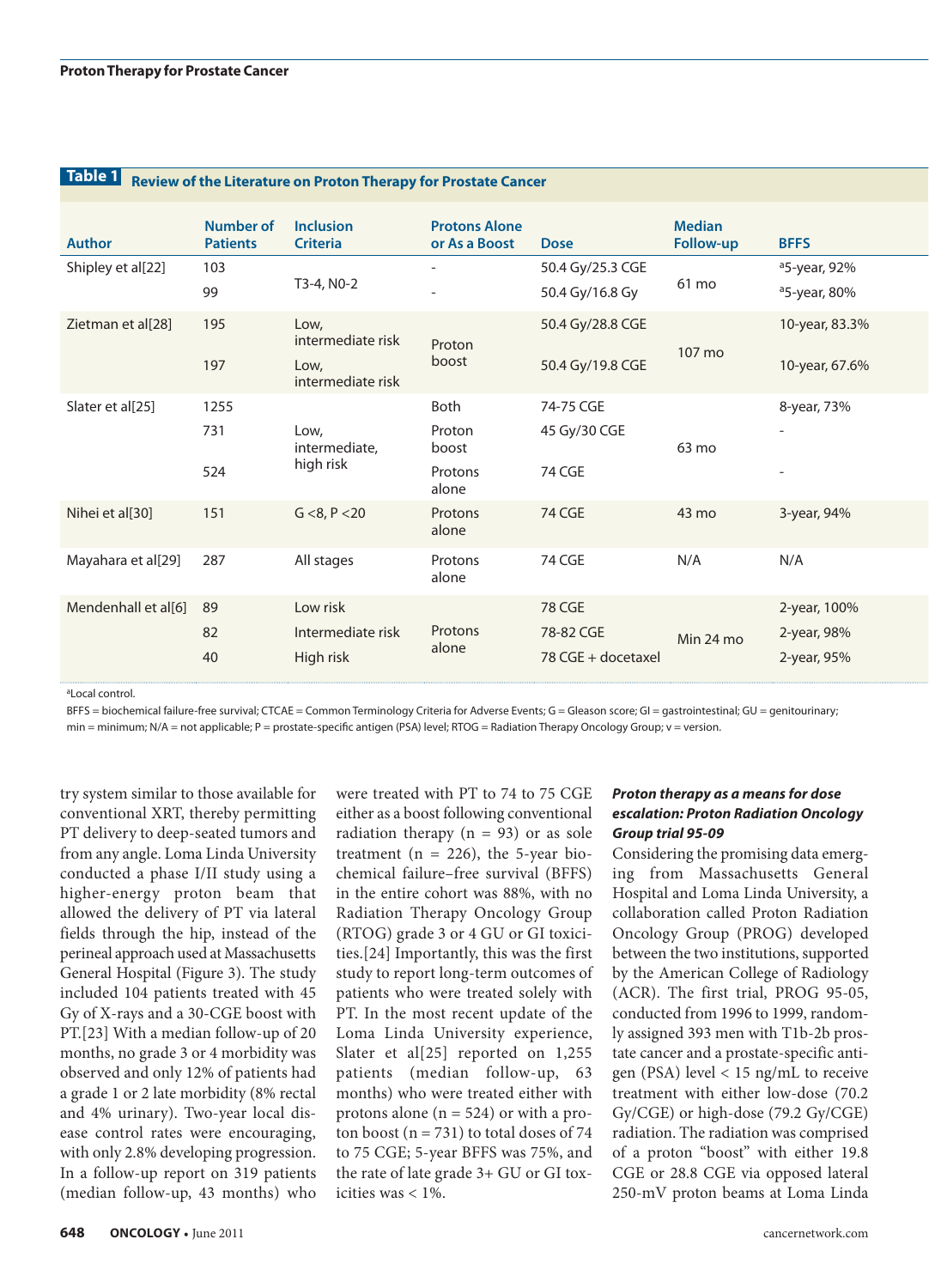**Table 1** Review of the Literature on Proton Therapy for Prostate Cancer

| Author | Number of Patients | Inclusion Criteria | Protons Alone or As a Boost | Dose | Median Follow-up | BFFS |
|---|---|---|---|---|---|---|
| Shipley et al[22] | 103 | T3-4, N0-2 | - | 50.4 Gy/25.3 CGE | 61 mo | [a]5-year, 92% |
| | 99 | | - | 50.4 Gy/16.8 Gy | | [a]5-year, 80% |
| Zietman et al[28] | 195 | Low, intermediate risk | Proton boost | 50.4 Gy/28.8 CGE | 107 mo | 10-year, 83.3% |
| | 197 | Low, intermediate risk | | 50.4 Gy/19.8 CGE | | 10-year, 67.6% |
| Slater et al[25] | 1255 | Low, intermediate, high risk | Both | 74-75 CGE | 63 mo | 8-year, 73% |
| | 731 | | Proton boost | 45 Gy/30 CGE | | - |
| | 524 | | Protons alone | 74 CGE | | - |
| Nihei et al[30] | 151 | G <8, P <20 | Protons alone | 74 CGE | 43 mo | 3-year, 94% |
| Mayahara et al[29] | 287 | All stages | Protons alone | 74 CGE | N/A | N/A |
| Mendenhall et al[6] | 89 | Low risk | Protons alone | 78 CGE | Min 24 mo | 2-year, 100% |
| | 82 | Intermediate risk | | 78-82 CGE | | 2-year, 98% |
| | 40 | High risk | | 78 CGE + docetaxel | | 2-year, 95% |

[a]Local control.

BFFS = biochemical failure-free survival; CTCAE = Common Terminology Criteria for Adverse Events; G = Gleason score; GI = gastrointestinal; GU = genitourinary; min = minimum; N/A = not applicable; P = prostate-specific antigen (PSA) level; RTOG = Radiation Therapy Oncology Group; v = version.

try system similar to those available for conventional XRT, thereby permitting PT delivery to deep-seated tumors and from any angle. Loma Linda University conducted a phase I/II study using a higher-energy proton beam that allowed the delivery of PT via lateral fields through the hip, instead of the perineal approach used at Massachusetts General Hospital (Figure 3). The study included 104 patients treated with 45 Gy of X-rays and a 30-CGE boost with PT.[23] With a median follow-up of 20 months, no grade 3 or 4 morbidity was observed and only 12% of patients had a grade 1 or 2 late morbidity (8% rectal and 4% urinary). Two-year local disease control rates were encouraging, with only 2.8% developing progression. In a follow-up report on 319 patients (median follow-up, 43 months) who were treated with PT to 74 to 75 CGE either as a boost following conventional radiation therapy (n = 93) or as sole treatment (n = 226), the 5-year biochemical failure–free survival (BFFS) in the entire cohort was 88%, with no Radiation Therapy Oncology Group (RTOG) grade 3 or 4 GU or GI toxicities.[24] Importantly, this was the first study to report long-term outcomes of patients who were treated solely with PT. In the most recent update of the Loma Linda University experience, Slater et al[25] reported on 1,255 patients (median follow-up, 63 months) who were treated either with protons alone (n = 524) or with a proton boost (n = 731) to total doses of 74 to 75 CGE; 5-year BFFS was 75%, and the rate of late grade 3+ GU or GI toxicities was < 1%.

***Proton therapy as a means for dose escalation: Proton Radiation Oncology Group trial 95-09***

Considering the promising data emerging from Massachusetts General Hospital and Loma Linda University, a collaboration called Proton Radiation Oncology Group (PROG) developed between the two institutions, supported by the American College of Radiology (ACR). The first trial, PROG 95-05, conducted from 1996 to 1999, randomly assigned 393 men with T1b-2b prostate cancer and a prostate-specific antigen (PSA) level < 15 ng/mL to receive treatment with either low-dose (70.2 Gy/CGE) or high-dose (79.2 Gy/CGE) radiation. The radiation was comprised of a proton "boost" with either 19.8 CGE or 28.8 CGE via opposed lateral 250-mV proton beams at Loma Linda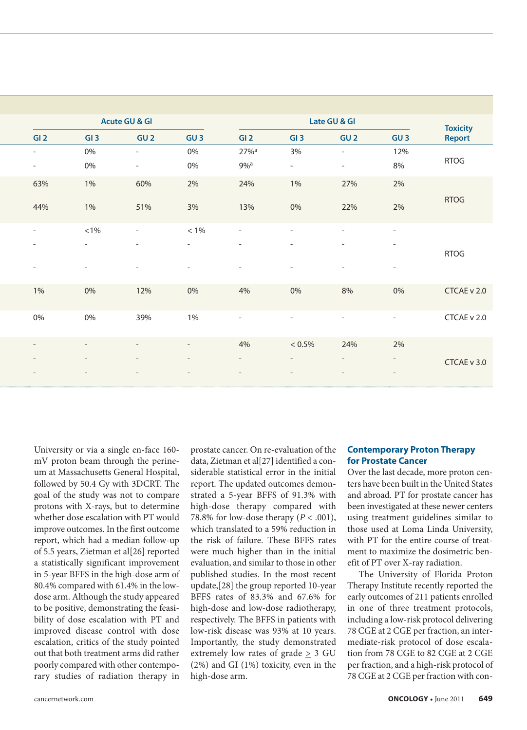| Acute GU & GI | | | | Late GU & GI | | | | Toxicity Report |
|---|---|---|---|---|---|---|---|---|
| GI 2 | GI 3 | GU 2 | GU 3 | GI 2 | GI 3 | GU 2 | GU 3 | |
| - | 0% | - | 0% | 27%[a] | 3% | - | 12% | RTOG |
| - | 0% | - | 0% | 9%[a] | - | - | 8% | |
| 63% | 1% | 60% | 2% | 24% | 1% | 27% | 2% | RTOG |
| 44% | 1% | 51% | 3% | 13% | 0% | 22% | 2% | |
| - | <1% | - | < 1% | - | - | - | - | RTOG |
| - | - | - | - | - | - | - | - | |
| - | - | - | - | - | - | - | - | |
| 1% | 0% | 12% | 0% | 4% | 0% | 8% | 0% | CTCAE v 2.0 |
| 0% | 0% | 39% | 1% | - | - | - | - | CTCAE v 2.0 |
| - | - | - | - | 4% | < 0.5% | 24% | 2% | CTCAE v 3.0 |
| - | - | - | - | - | - | - | - | |
| - | - | - | - | - | - | - | - | |

University or via a single en-face 160-mV proton beam through the perineum at Massachusetts General Hospital, followed by 50.4 Gy with 3DCRT. The goal of the study was not to compare protons with X-rays, but to determine whether dose escalation with PT would improve outcomes. In the first outcome report, which had a median follow-up of 5.5 years, Zietman et al[26] reported a statistically significant improvement in 5-year BFFS in the high-dose arm of 80.4% compared with 61.4% in the low-dose arm. Although the study appeared to be positive, demonstrating the feasibility of dose escalation with PT and improved disease control with dose escalation, critics of the study pointed out that both treatment arms did rather poorly compared with other contemporary studies of radiation therapy in prostate cancer. On re-evaluation of the data, Zietman et al[27] identified a considerable statistical error in the initial report. The updated outcomes demonstrated a 5-year BFFS of 91.3% with high-dose therapy compared with 78.8% for low-dose therapy ($P < .001$), which translated to a 59% reduction in the risk of failure. These BFFS rates were much higher than in the initial evaluation, and similar to those in other published studies. In the most recent update,[28] the group reported 10-year BFFS rates of 83.3% and 67.6% for high-dose and low-dose radiotherapy, respectively. The BFFS in patients with low-risk disease was 93% at 10 years. Importantly, the study demonstrated extremely low rates of grade $\geq$ 3 GU (2%) and GI (1%) toxicity, even in the high-dose arm.

## Contemporary Proton Therapy for Prostate Cancer

Over the last decade, more proton centers have been built in the United States and abroad. PT for prostate cancer has been investigated at these newer centers using treatment guidelines similar to those used at Loma Linda University, with PT for the entire course of treatment to maximize the dosimetric benefit of PT over X-ray radiation.

The University of Florida Proton Therapy Institute recently reported the early outcomes of 211 patients enrolled in one of three treatment protocols, including a low-risk protocol delivering 78 CGE at 2 CGE per fraction, an intermediate-risk protocol of dose escalation from 78 CGE to 82 CGE at 2 CGE per fraction, and a high-risk protocol of 78 CGE at 2 CGE per fraction with con-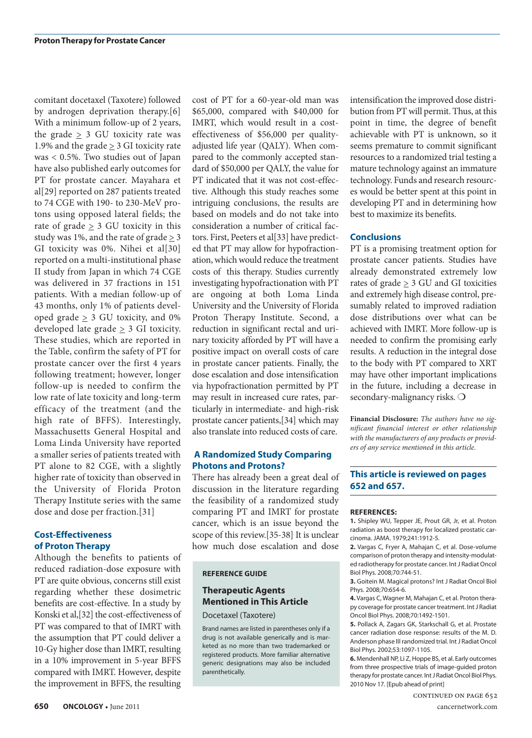comitant docetaxel (Taxotere) followed by androgen deprivation therapy.[6] With a minimum follow-up of 2 years, the grade $\geq$ 3 GU toxicity rate was 1.9% and the grade $\geq$ 3 GI toxicity rate was < 0.5%. Two studies out of Japan have also published early outcomes for PT for prostate cancer. Mayahara et al[29] reported on 287 patients treated to 74 CGE with 190- to 230-MeV protons using opposed lateral fields; the rate of grade $\geq$ 3 GU toxicity in this study was 1%, and the rate of grade $\geq$ 3 GI toxicity was 0%. Nihei et al[30] reported on a multi-institutional phase II study from Japan in which 74 CGE was delivered in 37 fractions in 151 patients. With a median follow-up of 43 months, only 1% of patients developed grade $\geq$ 3 GU toxicity, and 0% developed late grade $\geq$ 3 GI toxicity. These studies, which are reported in the Table, confirm the safety of PT for prostate cancer over the first 4 years following treatment; however, longer follow-up is needed to confirm the low rate of late toxicity and long-term efficacy of the treatment (and the high rate of BFFS). Interestingly, Massachusetts General Hospital and Loma Linda University have reported a smaller series of patients treated with PT alone to 82 CGE, with a slightly higher rate of toxicity than observed in the University of Florida Proton Therapy Institute series with the same dose and dose per fraction.[31]

## Cost-Effectiveness of Proton Therapy

Although the benefits to patients of reduced radiation-dose exposure with PT are quite obvious, concerns still exist regarding whether these dosimetric benefits are cost-effective. In a study by Konski et al,[32] the cost-effectiveness of PT was compared to that of IMRT with the assumption that PT could deliver a 10-Gy higher dose than IMRT, resulting in a 10% improvement in 5-year BFFS compared with IMRT. However, despite the improvement in BFFS, the resulting cost of PT for a 60-year-old man was \$65,000, compared with \$40,000 for IMRT, which would result in a cost-effectiveness of \$56,000 per quality-adjusted life year (QALY). When compared to the commonly accepted standard of \$50,000 per QALY, the value for PT indicated that it was not cost-effective. Although this study reaches some intriguing conclusions, the results are based on models and do not take into consideration a number of critical factors. First, Peeters et al[33] have predicted that PT may allow for hypofractionation, which would reduce the treatment costs of this therapy. Studies currently investigating hypofractionation with PT are ongoing at both Loma Linda University and the University of Florida Proton Therapy Institute. Second, a reduction in significant rectal and urinary toxicity afforded by PT will have a positive impact on overall costs of care in prostate cancer patients. Finally, the dose escalation and dose intensification via hypofractionation permitted by PT may result in increased cure rates, particularly in intermediate- and high-risk prostate cancer patients,[34] which may also translate into reduced costs of care.

## A Randomized Study Comparing Photons and Protons?

There has already been a great deal of discussion in the literature regarding the feasibility of a randomized study comparing PT and IMRT for prostate cancer, which is an issue beyond the scope of this review.[35-38] It is unclear how much dose escalation and dose intensification the improved dose distribution from PT will permit. Thus, at this point in time, the degree of benefit achievable with PT is unknown, so it seems premature to commit significant resources to a randomized trial testing a mature technology against an immature technology. Funds and research resources would be better spent at this point in developing PT and in determining how best to maximize its benefits.

**REFERENCE GUIDE**

**Therapeutic Agents Mentioned in This Article**

Docetaxel (Taxotere)

Brand names are listed in parentheses only if a drug is not available generically and is marketed as no more than two trademarked or registered products. More familiar alternative generic designations may also be included parenthetically.

## Conclusions

PT is a promising treatment option for prostate cancer patients. Studies have already demonstrated extremely low rates of grade $\geq$ 3 GU and GI toxicities and extremely high disease control, presumably related to improved radiation dose distributions over what can be achieved with IMRT. More follow-up is needed to confirm the promising early results. A reduction in the integral dose to the body with PT compared to XRT may have other important implications in the future, including a decrease in secondary-malignancy risks. ❍

**Financial Disclosure:** *The authors have no significant financial interest or other relationship with the manufacturers of any products or providers of any service mentioned in this article.*

**This article is reviewed on pages 652 and 657.**

**REFERENCES:**

**1.** Shipley WU, Tepper JE, Prout GR, Jr, et al. Proton radiation as boost therapy for localized prostatic carcinoma. JAMA. 1979;241:1912-5.

**2.** Vargas C, Fryer A, Mahajan C, et al. Dose-volume comparison of proton therapy and intensity-modulated radiotherapy for prostate cancer. Int J Radiat Oncol Biol Phys. 2008;70:744-51.

**3.** Goitein M. Magical protons? Int J Radiat Oncol Biol Phys. 2008;70:654-6.

**4.** Vargas C, Wagner M, Mahajan C, et al. Proton therapy coverage for prostate cancer treatment. Int J Radiat Oncol Biol Phys. 2008;70:1492-1501.

**5.** Pollack A, Zagars GK, Starkschall G, et al. Prostate cancer radiation dose response: results of the M. D. Anderson phase III randomized trial. Int J Radiat Oncol Biol Phys. 2002;53:1097-1105.

**6.** Mendenhall NP, Li Z, Hoppe BS, et al. Early outcomes from three prospective trials of image-guided proton therapy for prostate cancer. Int J Radiat Oncol Biol Phys. 2010 Nov 17. [Epub ahead of print]

CONTINUED ON PAGE 652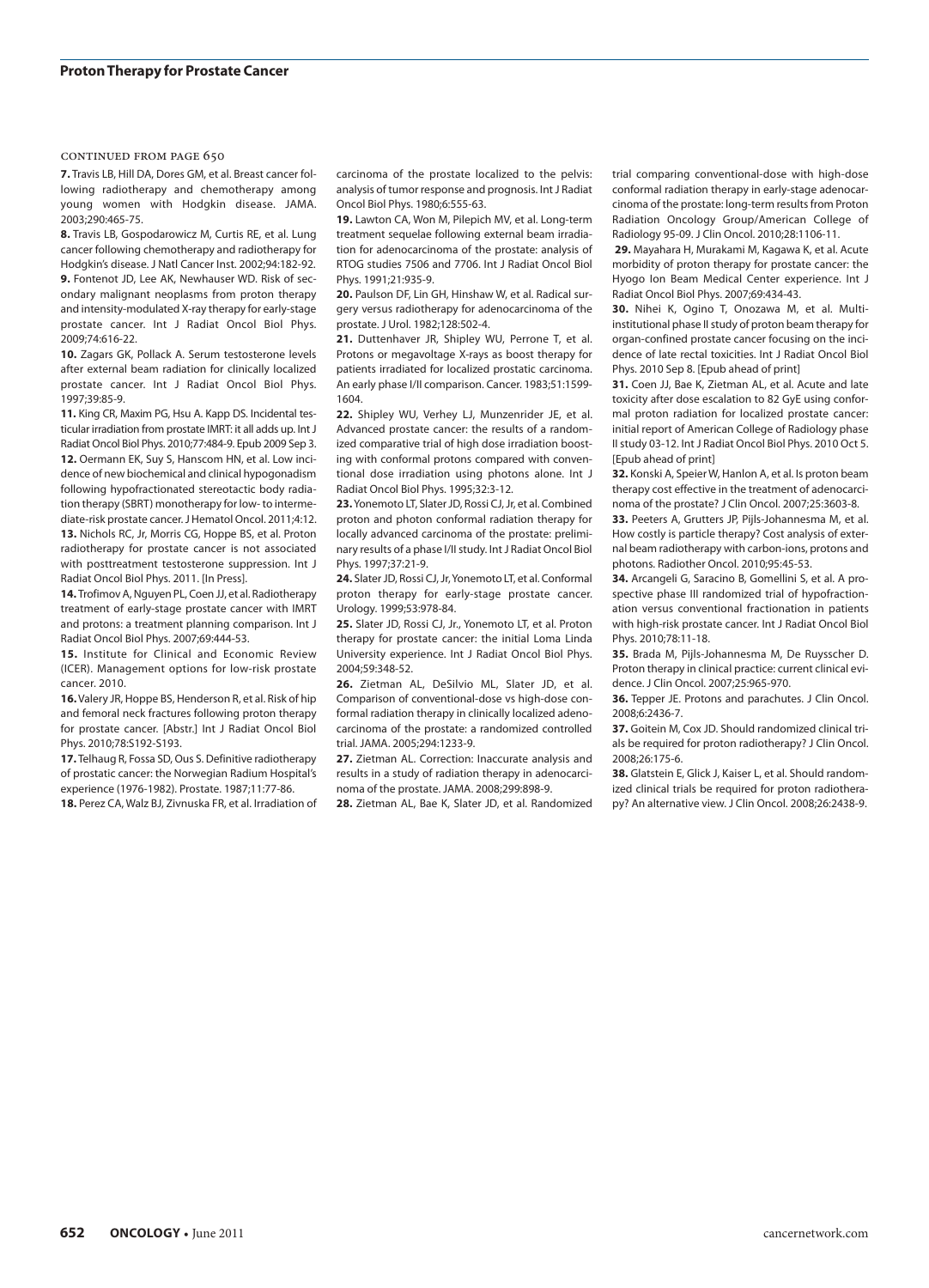CONTINUED FROM PAGE 650

**7.** Travis LB, Hill DA, Dores GM, et al. Breast cancer following radiotherapy and chemotherapy among young women with Hodgkin disease. JAMA. 2003;290:465-75.

**8.** Travis LB, Gospodarowicz M, Curtis RE, et al. Lung cancer following chemotherapy and radiotherapy for Hodgkin's disease. J Natl Cancer Inst. 2002;94:182-92.

**9.** Fontenot JD, Lee AK, Newhauser WD. Risk of secondary malignant neoplasms from proton therapy and intensity-modulated X-ray therapy for early-stage prostate cancer. Int J Radiat Oncol Biol Phys. 2009;74:616-22.

**10.** Zagars GK, Pollack A. Serum testosterone levels after external beam radiation for clinically localized prostate cancer. Int J Radiat Oncol Biol Phys. 1997;39:85-9.

**11.** King CR, Maxim PG, Hsu A. Kapp DS. Incidental testicular irradiation from prostate IMRT: it all adds up. Int J Radiat Oncol Biol Phys. 2010;77:484-9. Epub 2009 Sep 3.

**12.** Oermann EK, Suy S, Hanscom HN, et al. Low incidence of new biochemical and clinical hypogonadism following hypofractionated stereotactic body radiation therapy (SBRT) monotherapy for low- to intermediate-risk prostate cancer. J Hematol Oncol. 2011;4:12.

**13.** Nichols RC, Jr, Morris CG, Hoppe BS, et al. Proton radiotherapy for prostate cancer is not associated with posttreatment testosterone suppression. Int J Radiat Oncol Biol Phys. 2011. [In Press].

**14.** Trofimov A, Nguyen PL, Coen JJ, et al. Radiotherapy treatment of early-stage prostate cancer with IMRT and protons: a treatment planning comparison. Int J Radiat Oncol Biol Phys. 2007;69:444-53.

**15.** Institute for Clinical and Economic Review (ICER). Management options for low-risk prostate cancer. 2010.

**16.** Valery JR, Hoppe BS, Henderson R, et al. Risk of hip and femoral neck fractures following proton therapy for prostate cancer. [Abstr.] Int J Radiat Oncol Biol Phys. 2010;78:S192-S193.

**17.** Telhaug R, Fossa SD, Ous S. Definitive radiotherapy of prostatic cancer: the Norwegian Radium Hospital's experience (1976-1982). Prostate. 1987;11:77-86.

**18.** Perez CA, Walz BJ, Zivnuska FR, et al. Irradiation of carcinoma of the prostate localized to the pelvis: analysis of tumor response and prognosis. Int J Radiat Oncol Biol Phys. 1980;6:555-63.

**19.** Lawton CA, Won M, Pilepich MV, et al. Long-term treatment sequelae following external beam irradiation for adenocarcinoma of the prostate: analysis of RTOG studies 7506 and 7706. Int J Radiat Oncol Biol Phys. 1991;21:935-9.

**20.** Paulson DF, Lin GH, Hinshaw W, et al. Radical surgery versus radiotherapy for adenocarcinoma of the prostate. J Urol. 1982;128:502-4.

**21.** Duttenhaver JR, Shipley WU, Perrone T, et al. Protons or megavoltage X-rays as boost therapy for patients irradiated for localized prostatic carcinoma. An early phase I/II comparison. Cancer. 1983;51:1599-1604.

**22.** Shipley WU, Verhey LJ, Munzenrider JE, et al. Advanced prostate cancer: the results of a randomized comparative trial of high dose irradiation boosting with conformal protons compared with conventional dose irradiation using photons alone. Int J Radiat Oncol Biol Phys. 1995;32:3-12.

**23.** Yonemoto LT, Slater JD, Rossi CJ, Jr, et al. Combined proton and photon conformal radiation therapy for locally advanced carcinoma of the prostate: preliminary results of a phase I/II study. Int J Radiat Oncol Biol Phys. 1997;37:21-9.

**24.** Slater JD, Rossi CJ, Jr, Yonemoto LT, et al. Conformal proton therapy for early-stage prostate cancer. Urology. 1999;53:978-84.

**25.** Slater JD, Rossi CJ, Jr., Yonemoto LT, et al. Proton therapy for prostate cancer: the initial Loma Linda University experience. Int J Radiat Oncol Biol Phys. 2004;59:348-52.

**26.** Zietman AL, DeSilvio ML, Slater JD, et al. Comparison of conventional-dose vs high-dose conformal radiation therapy in clinically localized adenocarcinoma of the prostate: a randomized controlled trial. JAMA. 2005;294:1233-9.

**27.** Zietman AL. Correction: Inaccurate analysis and results in a study of radiation therapy in adenocarcinoma of the prostate. JAMA. 2008;299:898-9.

**28.** Zietman AL, Bae K, Slater JD, et al. Randomized trial comparing conventional-dose with high-dose conformal radiation therapy in early-stage adenocarcinoma of the prostate: long-term results from Proton Radiation Oncology Group/American College of Radiology 95-09. J Clin Oncol. 2010;28:1106-11.

**29.** Mayahara H, Murakami M, Kagawa K, et al. Acute morbidity of proton therapy for prostate cancer: the Hyogo Ion Beam Medical Center experience. Int J Radiat Oncol Biol Phys. 2007;69:434-43.

**30.** Nihei K, Ogino T, Onozawa M, et al. Multi-institutional phase II study of proton beam therapy for organ-confined prostate cancer focusing on the incidence of late rectal toxicities. Int J Radiat Oncol Biol Phys. 2010 Sep 8. [Epub ahead of print]

**31.** Coen JJ, Bae K, Zietman AL, et al. Acute and late toxicity after dose escalation to 82 GyE using conformal proton radiation for localized prostate cancer: initial report of American College of Radiology phase II study 03-12. Int J Radiat Oncol Biol Phys. 2010 Oct 5. [Epub ahead of print]

**32.** Konski A, Speier W, Hanlon A, et al. Is proton beam therapy cost effective in the treatment of adenocarcinoma of the prostate? J Clin Oncol. 2007;25:3603-8.

**33.** Peeters A, Grutters JP, Pijls-Johannesma M, et al. How costly is particle therapy? Cost analysis of external beam radiotherapy with carbon-ions, protons and photons. Radiother Oncol. 2010;95:45-53.

**34.** Arcangeli G, Saracino B, Gomellini S, et al. A prospective phase III randomized trial of hypofractionation versus conventional fractionation in patients with high-risk prostate cancer. Int J Radiat Oncol Biol Phys. 2010;78:11-18.

**35.** Brada M, Pijls-Johannesma M, De Ruysscher D. Proton therapy in clinical practice: current clinical evidence. J Clin Oncol. 2007;25:965-970.

**36.** Tepper JE. Protons and parachutes. J Clin Oncol. 2008;6:2436-7.

**37.** Goitein M, Cox JD. Should randomized clinical trials be required for proton radiotherapy? J Clin Oncol. 2008;26:175-6.

**38.** Glatstein E, Glick J, Kaiser L, et al. Should randomized clinical trials be required for proton radiotherapy? An alternative view. J Clin Oncol. 2008;26:2438-9.